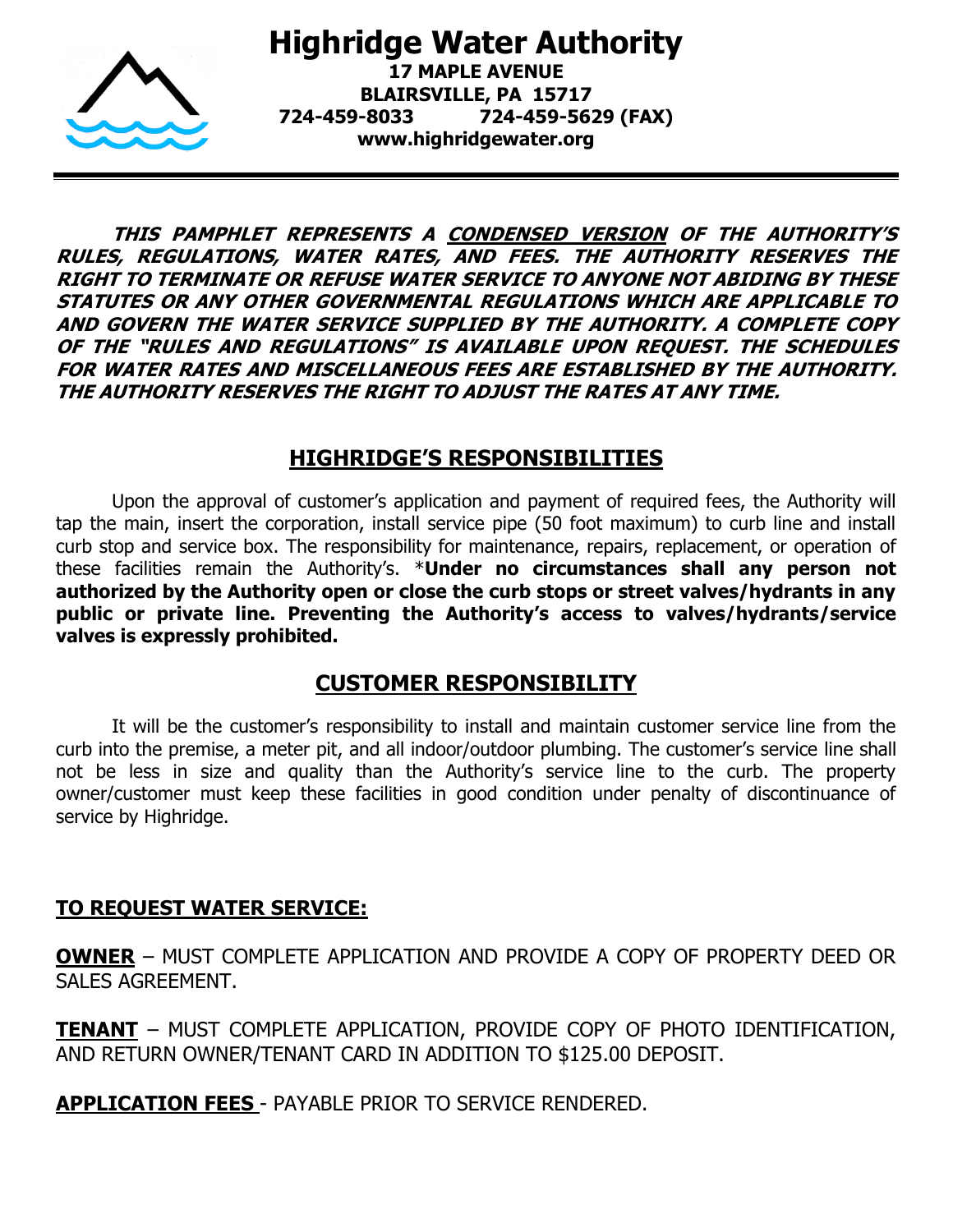# Highridge Water Authority

**17 MAPLE AVENUE**
**BLAIRSVILLE, PA 15717**
**724-459-8033 724-459-5629 (FAX)**
**www.highridgewater.org**

***THIS PAMPHLET REPRESENTS A CONDENSED VERSION OF THE AUTHORITY'S RULES, REGULATIONS, WATER RATES, AND FEES. THE AUTHORITY RESERVES THE RIGHT TO TERMINATE OR REFUSE WATER SERVICE TO ANYONE NOT ABIDING BY THESE STATUTES OR ANY OTHER GOVERNMENTAL REGULATIONS WHICH ARE APPLICABLE TO AND GOVERN THE WATER SERVICE SUPPLIED BY THE AUTHORITY. A COMPLETE COPY OF THE "RULES AND REGULATIONS" IS AVAILABLE UPON REQUEST. THE SCHEDULES FOR WATER RATES AND MISCELLANEOUS FEES ARE ESTABLISHED BY THE AUTHORITY. THE AUTHORITY RESERVES THE RIGHT TO ADJUST THE RATES AT ANY TIME.***

## HIGHRIDGE'S RESPONSIBILITIES

Upon the approval of customer's application and payment of required fees, the Authority will tap the main, insert the corporation, install service pipe (50 foot maximum) to curb line and install curb stop and service box. The responsibility for maintenance, repairs, replacement, or operation of these facilities remain the Authority's. ***Under no circumstances shall any person not authorized by the Authority open or close the curb stops or street valves/hydrants in any public or private line. Preventing the Authority's access to valves/hydrants/service valves is expressly prohibited.**

## CUSTOMER RESPONSIBILITY

It will be the customer's responsibility to install and maintain customer service line from the curb into the premise, a meter pit, and all indoor/outdoor plumbing. The customer's service line shall not be less in size and quality than the Authority's service line to the curb. The property owner/customer must keep these facilities in good condition under penalty of discontinuance of service by Highridge.

**TO REQUEST WATER SERVICE:**

**OWNER** – MUST COMPLETE APPLICATION AND PROVIDE A COPY OF PROPERTY DEED OR SALES AGREEMENT.

**TENANT** – MUST COMPLETE APPLICATION, PROVIDE COPY OF PHOTO IDENTIFICATION, AND RETURN OWNER/TENANT CARD IN ADDITION TO $125.00 DEPOSIT.

**APPLICATION FEES** - PAYABLE PRIOR TO SERVICE RENDERED.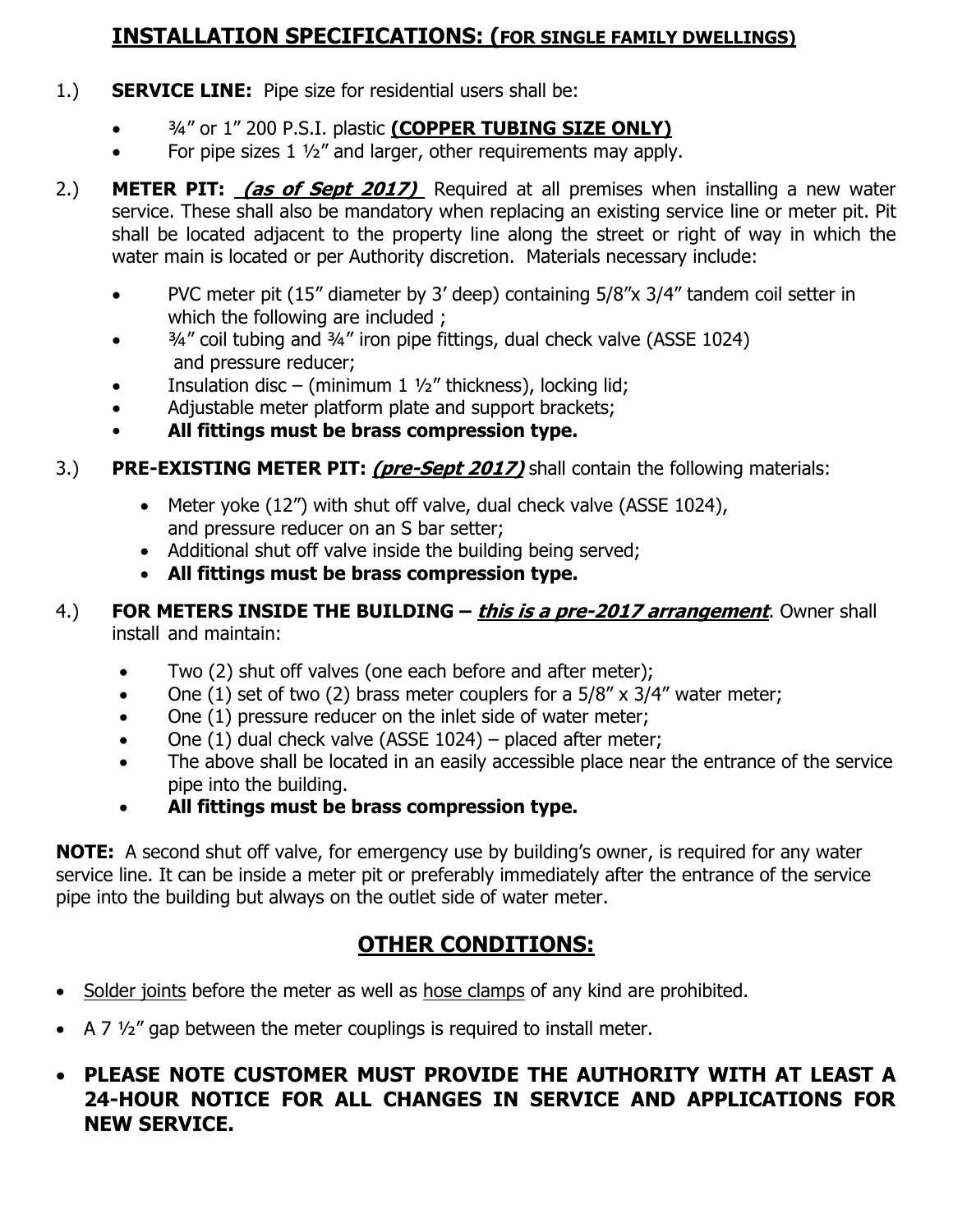## INSTALLATION SPECIFICATIONS: (FOR SINGLE FAMILY DWELLINGS)

1.) **SERVICE LINE:** Pipe size for residential users shall be:

- ¾" or 1" 200 P.S.I. plastic **(COPPER TUBING SIZE ONLY)**
- For pipe sizes 1 ½" and larger, other requirements may apply.

2.) **METER PIT:** ***(as of Sept 2017)*** Required at all premises when installing a new water service. These shall also be mandatory when replacing an existing service line or meter pit. Pit shall be located adjacent to the property line along the street or right of way in which the water main is located or per Authority discretion. Materials necessary include:

- PVC meter pit (15" diameter by 3' deep) containing 5/8"x 3/4" tandem coil setter in which the following are included ;
- ¾" coil tubing and ¾" iron pipe fittings, dual check valve (ASSE 1024) and pressure reducer;
- Insulation disc – (minimum 1 ½" thickness), locking lid;
- Adjustable meter platform plate and support brackets;
- **All fittings must be brass compression type.**

3.) **PRE-EXISTING METER PIT:** ***(pre-Sept 2017)*** shall contain the following materials:

- Meter yoke (12") with shut off valve, dual check valve (ASSE 1024), and pressure reducer on an S bar setter;
- Additional shut off valve inside the building being served;
- **All fittings must be brass compression type.**

4.) **FOR METERS INSIDE THE BUILDING – *this is a pre-2017 arrangement*.** Owner shall install and maintain:

- Two (2) shut off valves (one each before and after meter);
- One (1) set of two (2) brass meter couplers for a 5/8" x 3/4" water meter;
- One (1) pressure reducer on the inlet side of water meter;
- One (1) dual check valve (ASSE 1024) – placed after meter;
- The above shall be located in an easily accessible place near the entrance of the service pipe into the building.
- **All fittings must be brass compression type.**

**NOTE:** A second shut off valve, for emergency use by building's owner, is required for any water service line. It can be inside a meter pit or preferably immediately after the entrance of the service pipe into the building but always on the outlet side of water meter.

## OTHER CONDITIONS:

- Solder joints before the meter as well as hose clamps of any kind are prohibited.
- A 7 ½" gap between the meter couplings is required to install meter.
- **PLEASE NOTE CUSTOMER MUST PROVIDE THE AUTHORITY WITH AT LEAST A 24-HOUR NOTICE FOR ALL CHANGES IN SERVICE AND APPLICATIONS FOR NEW SERVICE.**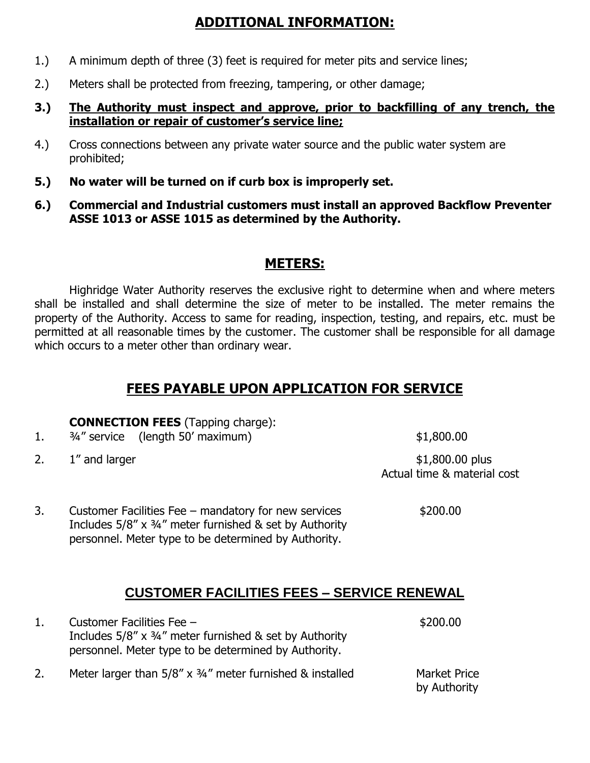## ADDITIONAL INFORMATION:

1.) A minimum depth of three (3) feet is required for meter pits and service lines;

2.) Meters shall be protected from freezing, tampering, or other damage;

**3.) <u>The Authority must inspect and approve, prior to backfilling of any trench, the installation or repair of customer's service line;</u>**

4.) Cross connections between any private water source and the public water system are prohibited;

**5.) No water will be turned on if curb box is improperly set.**

**6.) Commercial and Industrial customers must install an approved Backflow Preventer ASSE 1013 or ASSE 1015 as determined by the Authority.**

## METERS:

Highridge Water Authority reserves the exclusive right to determine when and where meters shall be installed and shall determine the size of meter to be installed. The meter remains the property of the Authority. Access to same for reading, inspection, testing, and repairs, etc. must be permitted at all reasonable times by the customer. The customer shall be responsible for all damage which occurs to a meter other than ordinary wear.

## FEES PAYABLE UPON APPLICATION FOR SERVICE

**CONNECTION FEES** (Tapping charge):

| | | |
|---|---|---|
| 1. | ¾" service (length 50' maximum) | $1,800.00 |
| 2. | 1" and larger | $1,800.00 plus Actual time & material cost |
| 3. | Customer Facilities Fee – mandatory for new services Includes 5/8" x ¾" meter furnished & set by Authority personnel. Meter type to be determined by Authority. | $200.00 |

## CUSTOMER FACILITIES FEES – SERVICE RENEWAL

| | | |
|---|---|---|
| 1. | Customer Facilities Fee – Includes 5/8" x ¾" meter furnished & set by Authority personnel. Meter type to be determined by Authority. | $200.00 |
| 2. | Meter larger than 5/8" x ¾" meter furnished & installed | Market Price by Authority |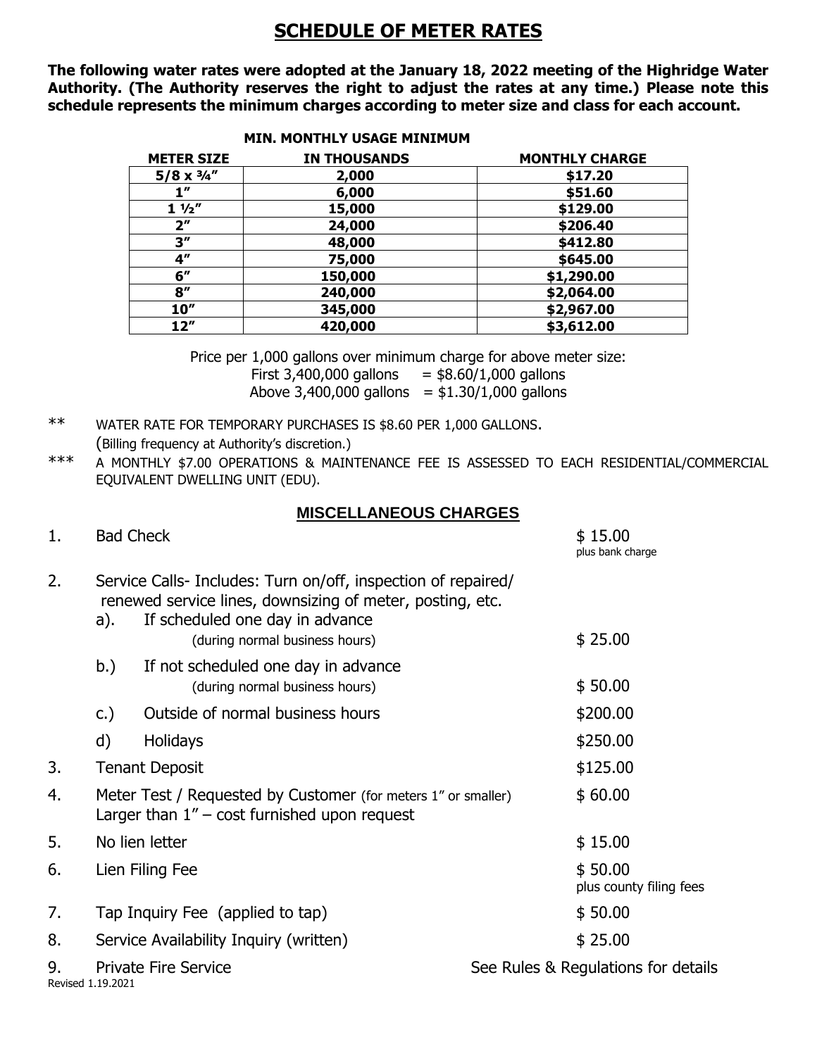# SCHEDULE OF METER RATES

**The following water rates were adopted at the January 18, 2022 meeting of the Highridge Water Authority. (The Authority reserves the right to adjust the rates at any time.) Please note this schedule represents the minimum charges according to meter size and class for each account.**

| METER SIZE | MIN. MONTHLY USAGE MINIMUM IN THOUSANDS | MONTHLY CHARGE |
|---|---|---|
| 5/8 x ¾" | 2,000 | $17.20 |
| 1" | 6,000 | $51.60 |
| 1 ½" | 15,000 | $129.00 |
| 2" | 24,000 | $206.40 |
| 3" | 48,000 | $412.80 |
| 4" | 75,000 | $645.00 |
| 6" | 150,000 | $1,290.00 |
| 8" | 240,000 | $2,064.00 |
| 10" | 345,000 | $2,967.00 |
| 12" | 420,000 | $3,612.00 |

Price per 1,000 gallons over minimum charge for above meter size:
First 3,400,000 gallons = $8.60/1,000 gallons
Above 3,400,000 gallons = $1.30/1,000 gallons

** WATER RATE FOR TEMPORARY PURCHASES IS $8.60 PER 1,000 GALLONS.
(Billing frequency at Authority's discretion.)

*** A MONTHLY $7.00 OPERATIONS & MAINTENANCE FEE IS ASSESSED TO EACH RESIDENTIAL/COMMERCIAL EQUIVALENT DWELLING UNIT (EDU).

## MISCELLANEOUS CHARGES

1. Bad Check — $ 15.00 plus bank charge
2. Service Calls- Includes: Turn on/off, inspection of repaired/ renewed service lines, downsizing of meter, posting, etc.
   - a). If scheduled one day in advance (during normal business hours) — $ 25.00
   - b.) If not scheduled one day in advance (during normal business hours) — $ 50.00
   - c.) Outside of normal business hours — $200.00
   - d) Holidays — $250.00
3. Tenant Deposit — $125.00
4. Meter Test / Requested by Customer (for meters 1" or smaller) — $ 60.00
   Larger than 1" – cost furnished upon request
5. No lien letter — $ 15.00
6. Lien Filing Fee — $ 50.00 plus county filing fees
7. Tap Inquiry Fee (applied to tap) — $ 50.00
8. Service Availability Inquiry (written) — $ 25.00
9. Private Fire Service — See Rules & Regulations for details

Revised 1.19.2021